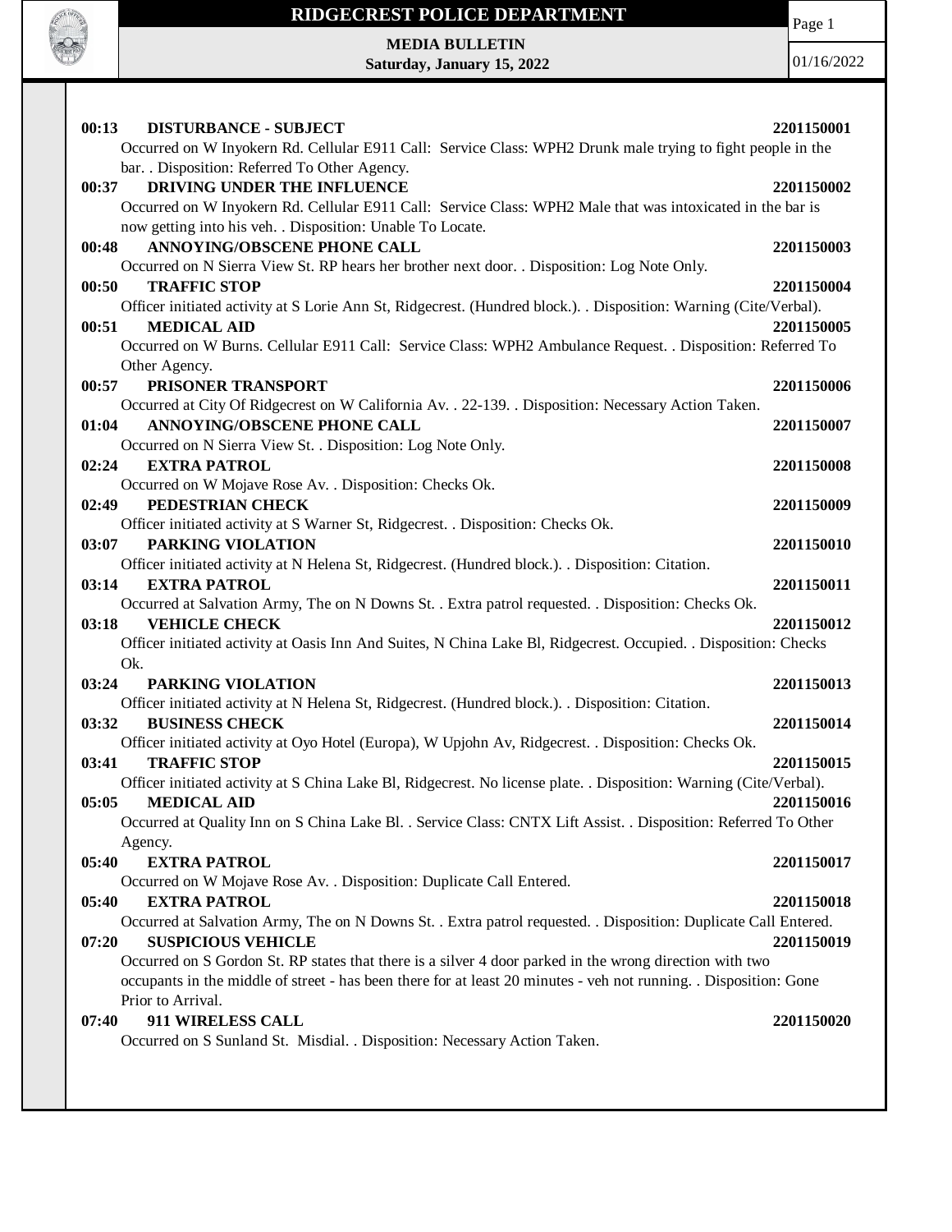# RIDGECREST POLICE DEPARTMENT

**MEDIA BULLETIN**
**Saturday, January 15, 2022**

01/16/2022

**00:13 DISTURBANCE - SUBJECT** **2201150001**
Occurred on W Inyokern Rd. Cellular E911 Call: Service Class: WPH2 Drunk male trying to fight people in the bar. . Disposition: Referred To Other Agency.

**00:37 DRIVING UNDER THE INFLUENCE** **2201150002**
Occurred on W Inyokern Rd. Cellular E911 Call: Service Class: WPH2 Male that was intoxicated in the bar is now getting into his veh. . Disposition: Unable To Locate.

**00:48 ANNOYING/OBSCENE PHONE CALL** **2201150003**
Occurred on N Sierra View St. RP hears her brother next door. . Disposition: Log Note Only.

**00:50 TRAFFIC STOP** **2201150004**
Officer initiated activity at S Lorie Ann St, Ridgecrest. (Hundred block.). . Disposition: Warning (Cite/Verbal).

**00:51 MEDICAL AID** **2201150005**
Occurred on W Burns. Cellular E911 Call: Service Class: WPH2 Ambulance Request. . Disposition: Referred To Other Agency.

**00:57 PRISONER TRANSPORT** **2201150006**
Occurred at City Of Ridgecrest on W California Av. . 22-139. . Disposition: Necessary Action Taken.

**01:04 ANNOYING/OBSCENE PHONE CALL** **2201150007**
Occurred on N Sierra View St. . Disposition: Log Note Only.

**02:24 EXTRA PATROL** **2201150008**
Occurred on W Mojave Rose Av. . Disposition: Checks Ok.

**02:49 PEDESTRIAN CHECK** **2201150009**
Officer initiated activity at S Warner St, Ridgecrest. . Disposition: Checks Ok.

**03:07 PARKING VIOLATION** **2201150010**
Officer initiated activity at N Helena St, Ridgecrest. (Hundred block.). . Disposition: Citation.

**03:14 EXTRA PATROL** **2201150011**
Occurred at Salvation Army, The on N Downs St. . Extra patrol requested. . Disposition: Checks Ok.

**03:18 VEHICLE CHECK** **2201150012**
Officer initiated activity at Oasis Inn And Suites, N China Lake Bl, Ridgecrest. Occupied. . Disposition: Checks Ok.

**03:24 PARKING VIOLATION** **2201150013**
Officer initiated activity at N Helena St, Ridgecrest. (Hundred block.). . Disposition: Citation.

**03:32 BUSINESS CHECK** **2201150014**
Officer initiated activity at Oyo Hotel (Europa), W Upjohn Av, Ridgecrest. . Disposition: Checks Ok.

**03:41 TRAFFIC STOP** **2201150015**
Officer initiated activity at S China Lake Bl, Ridgecrest. No license plate. . Disposition: Warning (Cite/Verbal).

**05:05 MEDICAL AID** **2201150016**
Occurred at Quality Inn on S China Lake Bl. . Service Class: CNTX Lift Assist. . Disposition: Referred To Other Agency.

**05:40 EXTRA PATROL** **2201150017**
Occurred on W Mojave Rose Av. . Disposition: Duplicate Call Entered.

**05:40 EXTRA PATROL** **2201150018**
Occurred at Salvation Army, The on N Downs St. . Extra patrol requested. . Disposition: Duplicate Call Entered.

**07:20 SUSPICIOUS VEHICLE** **2201150019**
Occurred on S Gordon St. RP states that there is a silver 4 door parked in the wrong direction with two occupants in the middle of street - has been there for at least 20 minutes - veh not running. . Disposition: Gone Prior to Arrival.

**07:40 911 WIRELESS CALL** **2201150020**
Occurred on S Sunland St. Misdial. . Disposition: Necessary Action Taken.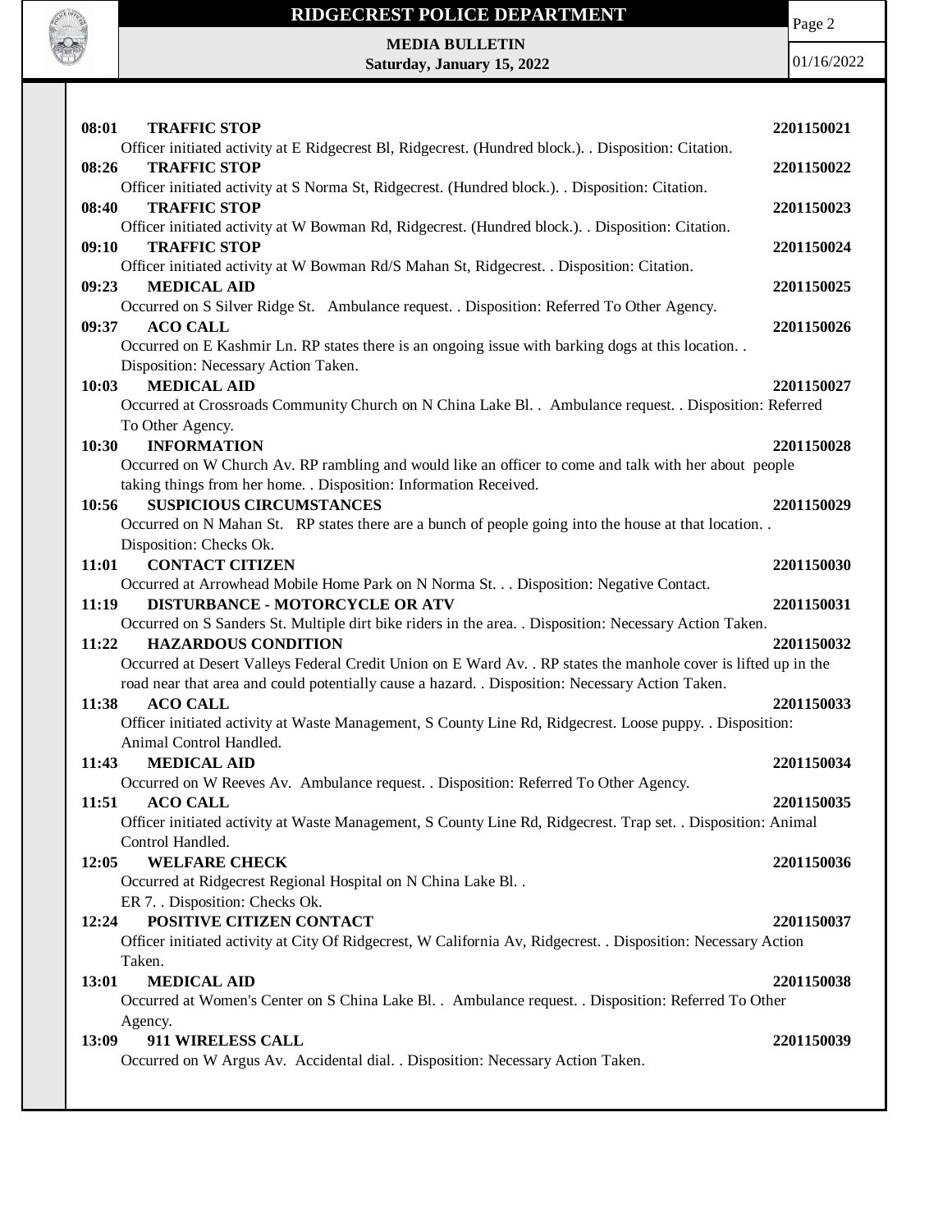**08:01 TRAFFIC STOP** **2201150021**
Officer initiated activity at E Ridgecrest Bl, Ridgecrest. (Hundred block.). . Disposition: Citation.

**08:26 TRAFFIC STOP** **2201150022**
Officer initiated activity at S Norma St, Ridgecrest. (Hundred block.). . Disposition: Citation.

**08:40 TRAFFIC STOP** **2201150023**
Officer initiated activity at W Bowman Rd, Ridgecrest. (Hundred block.). . Disposition: Citation.

**09:10 TRAFFIC STOP** **2201150024**
Officer initiated activity at W Bowman Rd/S Mahan St, Ridgecrest. . Disposition: Citation.

**09:23 MEDICAL AID** **2201150025**
Occurred on S Silver Ridge St. Ambulance request. . Disposition: Referred To Other Agency.

**09:37 ACO CALL** **2201150026**
Occurred on E Kashmir Ln. RP states there is an ongoing issue with barking dogs at this location. . Disposition: Necessary Action Taken.

**10:03 MEDICAL AID** **2201150027**
Occurred at Crossroads Community Church on N China Lake Bl. . Ambulance request. . Disposition: Referred To Other Agency.

**10:30 INFORMATION** **2201150028**
Occurred on W Church Av. RP rambling and would like an officer to come and talk with her about people taking things from her home. . Disposition: Information Received.

**10:56 SUSPICIOUS CIRCUMSTANCES** **2201150029**
Occurred on N Mahan St. RP states there are a bunch of people going into the house at that location. . Disposition: Checks Ok.

**11:01 CONTACT CITIZEN** **2201150030**
Occurred at Arrowhead Mobile Home Park on N Norma St. . . Disposition: Negative Contact.

**11:19 DISTURBANCE - MOTORCYCLE OR ATV** **2201150031**
Occurred on S Sanders St. Multiple dirt bike riders in the area. . Disposition: Necessary Action Taken.

**11:22 HAZARDOUS CONDITION** **2201150032**
Occurred at Desert Valleys Federal Credit Union on E Ward Av. . RP states the manhole cover is lifted up in the road near that area and could potentially cause a hazard. . Disposition: Necessary Action Taken.

**11:38 ACO CALL** **2201150033**
Officer initiated activity at Waste Management, S County Line Rd, Ridgecrest. Loose puppy. . Disposition: Animal Control Handled.

**11:43 MEDICAL AID** **2201150034**
Occurred on W Reeves Av. Ambulance request. . Disposition: Referred To Other Agency.

**11:51 ACO CALL** **2201150035**
Officer initiated activity at Waste Management, S County Line Rd, Ridgecrest. Trap set. . Disposition: Animal Control Handled.

**12:05 WELFARE CHECK** **2201150036**
Occurred at Ridgecrest Regional Hospital on N China Lake Bl. .
ER 7. . Disposition: Checks Ok.

**12:24 POSITIVE CITIZEN CONTACT** **2201150037**
Officer initiated activity at City Of Ridgecrest, W California Av, Ridgecrest. . Disposition: Necessary Action Taken.

**13:01 MEDICAL AID** **2201150038**
Occurred at Women's Center on S China Lake Bl. . Ambulance request. . Disposition: Referred To Other Agency.

**13:09 911 WIRELESS CALL** **2201150039**
Occurred on W Argus Av. Accidental dial. . Disposition: Necessary Action Taken.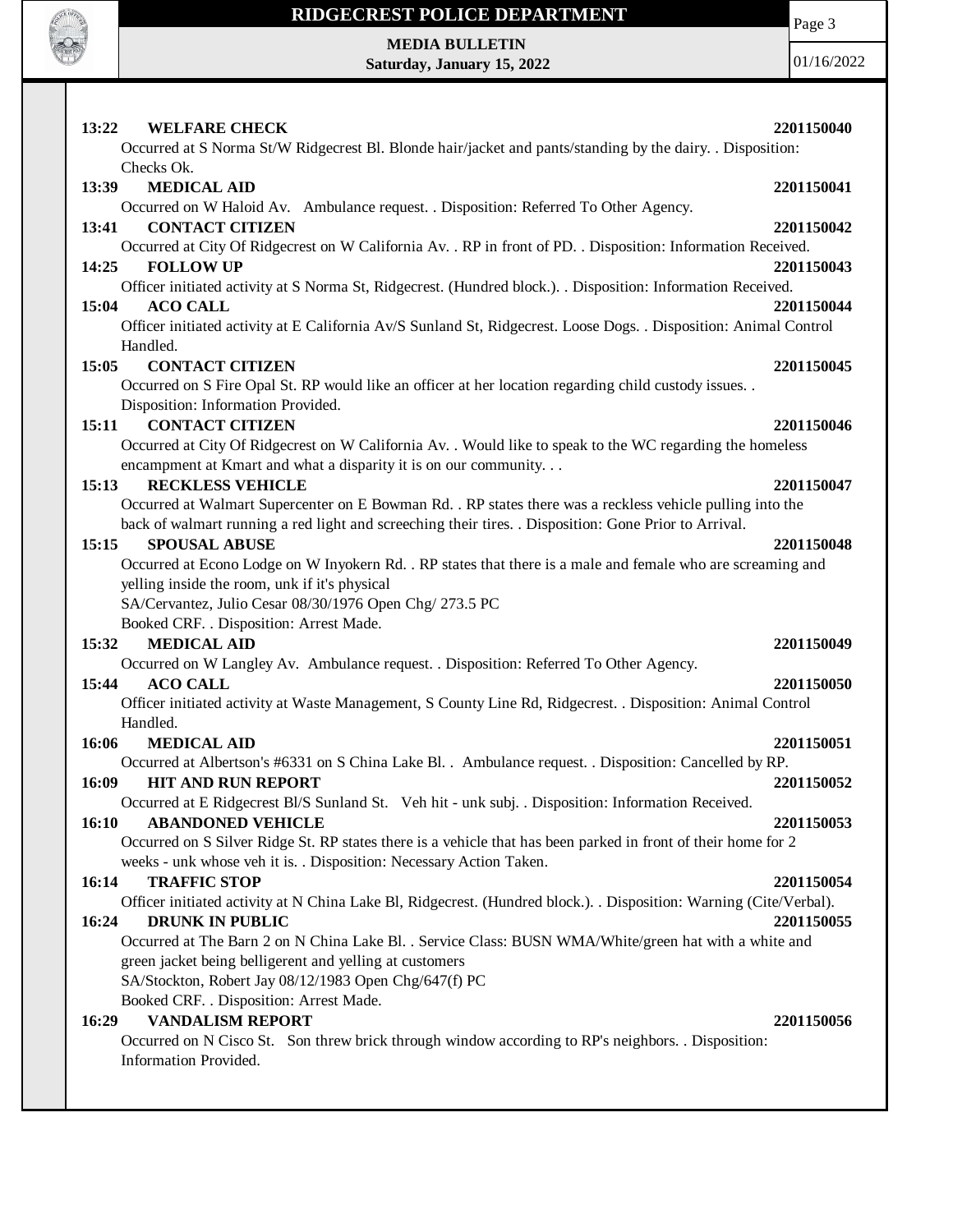**13:22 WELFARE CHECK 2201150040**

Occurred at S Norma St/W Ridgecrest Bl. Blonde hair/jacket and pants/standing by the dairy. . Disposition: Checks Ok.

**13:39 MEDICAL AID 2201150041**

Occurred on W Haloid Av. Ambulance request. . Disposition: Referred To Other Agency.

**13:41 CONTACT CITIZEN 2201150042**

Occurred at City Of Ridgecrest on W California Av. . RP in front of PD. . Disposition: Information Received.

**14:25 FOLLOW UP 2201150043**

Officer initiated activity at S Norma St, Ridgecrest. (Hundred block.). . Disposition: Information Received.

**15:04 ACO CALL 2201150044**

Officer initiated activity at E California Av/S Sunland St, Ridgecrest. Loose Dogs. . Disposition: Animal Control Handled.

**15:05 CONTACT CITIZEN 2201150045**

Occurred on S Fire Opal St. RP would like an officer at her location regarding child custody issues. . Disposition: Information Provided.

**15:11 CONTACT CITIZEN 2201150046**

Occurred at City Of Ridgecrest on W California Av. . Would like to speak to the WC regarding the homeless encampment at Kmart and what a disparity it is on our community. . .

**15:13 RECKLESS VEHICLE 2201150047**

Occurred at Walmart Supercenter on E Bowman Rd. . RP states there was a reckless vehicle pulling into the back of walmart running a red light and screeching their tires. . Disposition: Gone Prior to Arrival.

**15:15 SPOUSAL ABUSE 2201150048**

Occurred at Econo Lodge on W Inyokern Rd. . RP states that there is a male and female who are screaming and yelling inside the room, unk if it's physical

SA/Cervantez, Julio Cesar 08/30/1976 Open Chg/ 273.5 PC

Booked CRF. . Disposition: Arrest Made.

**15:32 MEDICAL AID 2201150049**

Occurred on W Langley Av. Ambulance request. . Disposition: Referred To Other Agency.

**15:44 ACO CALL 2201150050**

Officer initiated activity at Waste Management, S County Line Rd, Ridgecrest. . Disposition: Animal Control Handled.

**16:06 MEDICAL AID 2201150051**

Occurred at Albertson's #6331 on S China Lake Bl. . Ambulance request. . Disposition: Cancelled by RP.

**16:09 HIT AND RUN REPORT 2201150052**

Occurred at E Ridgecrest Bl/S Sunland St. Veh hit - unk subj. . Disposition: Information Received.

**16:10 ABANDONED VEHICLE 2201150053**

Occurred on S Silver Ridge St. RP states there is a vehicle that has been parked in front of their home for 2 weeks - unk whose veh it is. . Disposition: Necessary Action Taken.

**16:14 TRAFFIC STOP 2201150054**

Officer initiated activity at N China Lake Bl, Ridgecrest. (Hundred block.). . Disposition: Warning (Cite/Verbal).

**16:24 DRUNK IN PUBLIC 2201150055**

Occurred at The Barn 2 on N China Lake Bl. . Service Class: BUSN WMA/White/green hat with a white and green jacket being belligerent and yelling at customers

SA/Stockton, Robert Jay 08/12/1983 Open Chg/647(f) PC

Booked CRF. . Disposition: Arrest Made.

**16:29 VANDALISM REPORT 2201150056**

Occurred on N Cisco St. Son threw brick through window according to RP's neighbors. . Disposition: Information Provided.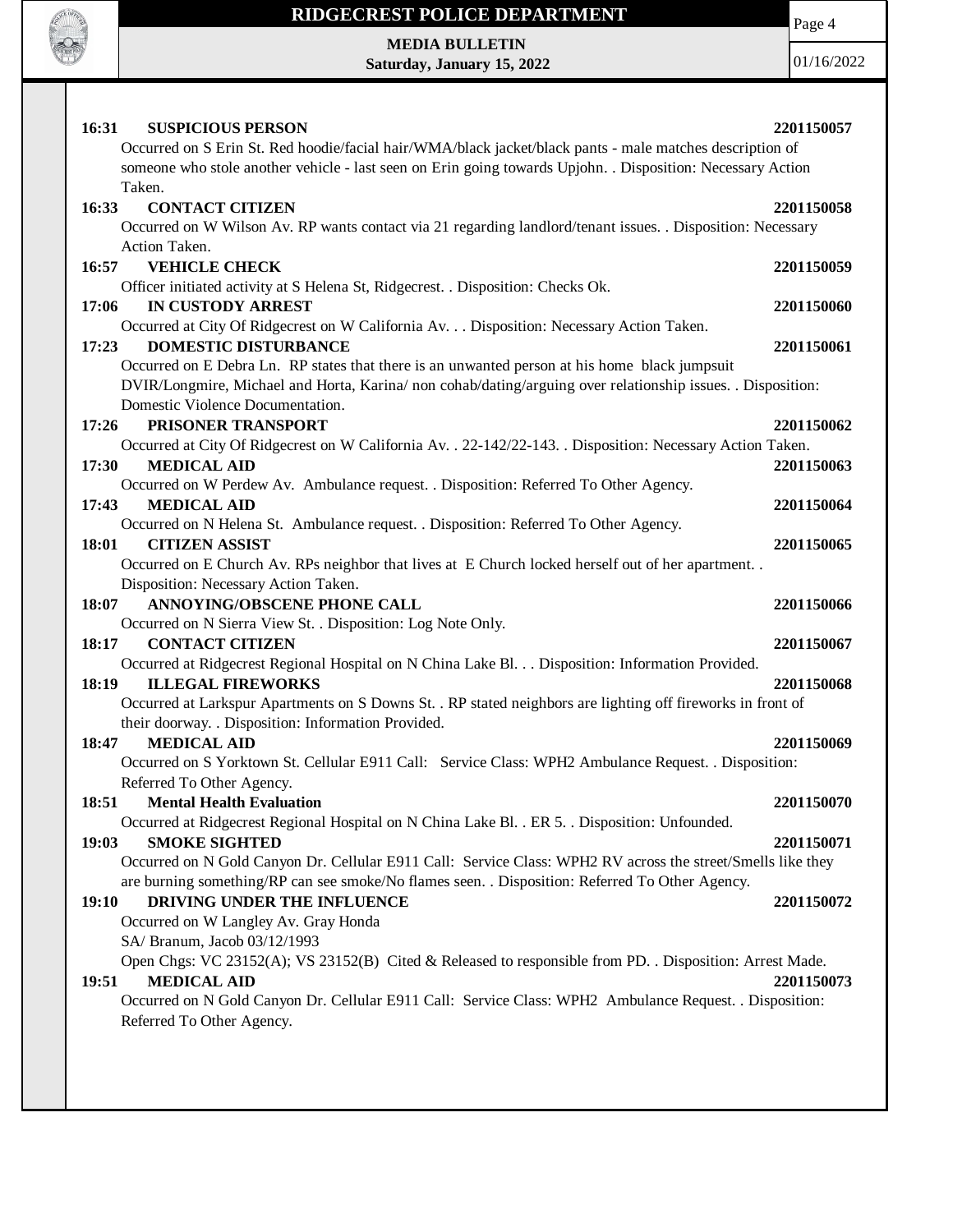**16:31 SUSPICIOUS PERSON** **2201150057**
Occurred on S Erin St. Red hoodie/facial hair/WMA/black jacket/black pants - male matches description of someone who stole another vehicle - last seen on Erin going towards Upjohn. . Disposition: Necessary Action Taken.

**16:33 CONTACT CITIZEN** **2201150058**
Occurred on W Wilson Av. RP wants contact via 21 regarding landlord/tenant issues. . Disposition: Necessary Action Taken.

**16:57 VEHICLE CHECK** **2201150059**
Officer initiated activity at S Helena St, Ridgecrest. . Disposition: Checks Ok.

**17:06 IN CUSTODY ARREST** **2201150060**
Occurred at City Of Ridgecrest on W California Av. . . Disposition: Necessary Action Taken.

**17:23 DOMESTIC DISTURBANCE** **2201150061**
Occurred on E Debra Ln. RP states that there is an unwanted person at his home black jumpsuit DVIR/Longmire, Michael and Horta, Karina/ non cohab/dating/arguing over relationship issues. . Disposition: Domestic Violence Documentation.

**17:26 PRISONER TRANSPORT** **2201150062**
Occurred at City Of Ridgecrest on W California Av. . 22-142/22-143. . Disposition: Necessary Action Taken.

**17:30 MEDICAL AID** **2201150063**
Occurred on W Perdew Av. Ambulance request. . Disposition: Referred To Other Agency.

**17:43 MEDICAL AID** **2201150064**
Occurred on N Helena St. Ambulance request. . Disposition: Referred To Other Agency.

**18:01 CITIZEN ASSIST** **2201150065**
Occurred on E Church Av. RPs neighbor that lives at E Church locked herself out of her apartment. . Disposition: Necessary Action Taken.

**18:07 ANNOYING/OBSCENE PHONE CALL** **2201150066**
Occurred on N Sierra View St. . Disposition: Log Note Only.

**18:17 CONTACT CITIZEN** **2201150067**
Occurred at Ridgecrest Regional Hospital on N China Lake Bl. . . Disposition: Information Provided.

**18:19 ILLEGAL FIREWORKS** **2201150068**
Occurred at Larkspur Apartments on S Downs St. . RP stated neighbors are lighting off fireworks in front of their doorway. . Disposition: Information Provided.

**18:47 MEDICAL AID** **2201150069**
Occurred on S Yorktown St. Cellular E911 Call: Service Class: WPH2 Ambulance Request. . Disposition: Referred To Other Agency.

**18:51 Mental Health Evaluation** **2201150070**
Occurred at Ridgecrest Regional Hospital on N China Lake Bl. . ER 5. . Disposition: Unfounded.

**19:03 SMOKE SIGHTED** **2201150071**
Occurred on N Gold Canyon Dr. Cellular E911 Call: Service Class: WPH2 RV across the street/Smells like they are burning something/RP can see smoke/No flames seen. . Disposition: Referred To Other Agency.

**19:10 DRIVING UNDER THE INFLUENCE** **2201150072**
Occurred on W Langley Av. Gray Honda
SA/ Branum, Jacob 03/12/1993
Open Chgs: VC 23152(A); VS 23152(B) Cited & Released to responsible from PD. . Disposition: Arrest Made.

**19:51 MEDICAL AID** **2201150073**
Occurred on N Gold Canyon Dr. Cellular E911 Call: Service Class: WPH2 Ambulance Request. . Disposition: Referred To Other Agency.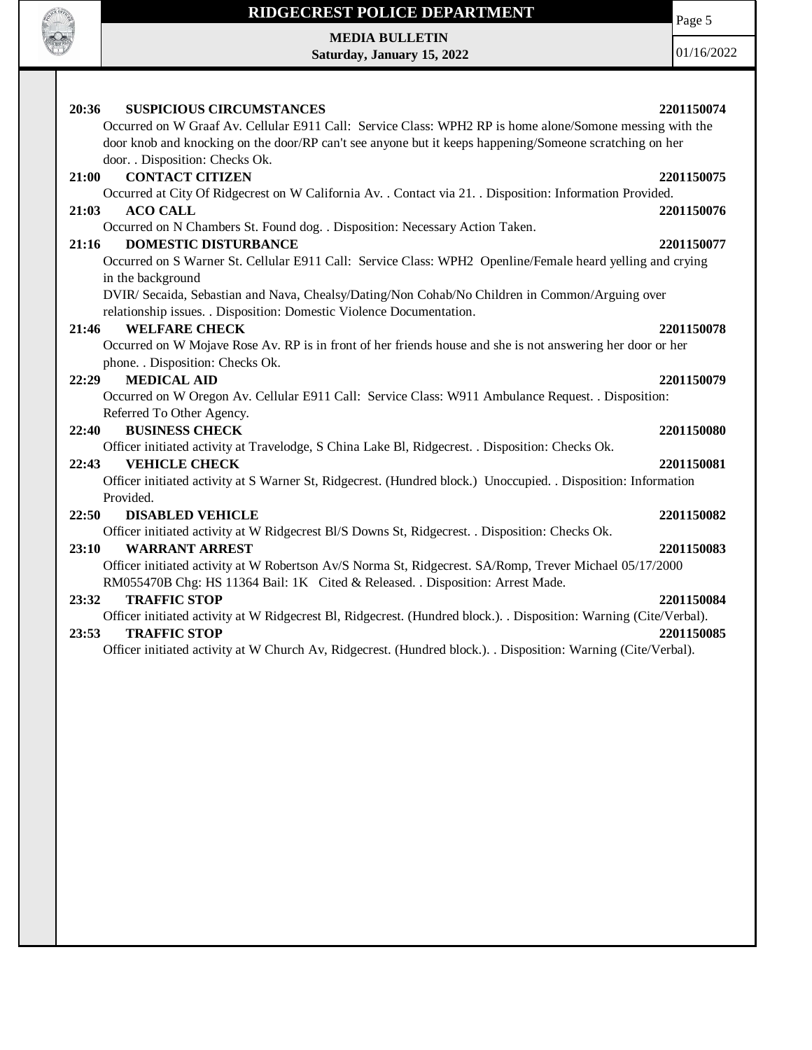**20:36 SUSPICIOUS CIRCUMSTANCES 2201150074**

Occurred on W Graaf Av. Cellular E911 Call: Service Class: WPH2 RP is home alone/Somone messing with the door knob and knocking on the door/RP can't see anyone but it keeps happening/Someone scratching on her door. . Disposition: Checks Ok.

**21:00 CONTACT CITIZEN 2201150075**

Occurred at City Of Ridgecrest on W California Av. . Contact via 21. . Disposition: Information Provided.

**21:03 ACO CALL 2201150076**

Occurred on N Chambers St. Found dog. . Disposition: Necessary Action Taken.

**21:16 DOMESTIC DISTURBANCE 2201150077**

Occurred on S Warner St. Cellular E911 Call: Service Class: WPH2 Openline/Female heard yelling and crying in the background

DVIR/ Secaida, Sebastian and Nava, Chealsy/Dating/Non Cohab/No Children in Common/Arguing over relationship issues. . Disposition: Domestic Violence Documentation.

**21:46 WELFARE CHECK 2201150078**

Occurred on W Mojave Rose Av. RP is in front of her friends house and she is not answering her door or her phone. . Disposition: Checks Ok.

**22:29 MEDICAL AID 2201150079**

Occurred on W Oregon Av. Cellular E911 Call: Service Class: W911 Ambulance Request. . Disposition: Referred To Other Agency.

**22:40 BUSINESS CHECK 2201150080**

Officer initiated activity at Travelodge, S China Lake Bl, Ridgecrest. . Disposition: Checks Ok.

**22:43 VEHICLE CHECK 2201150081**

Officer initiated activity at S Warner St, Ridgecrest. (Hundred block.) Unoccupied. . Disposition: Information Provided.

**22:50 DISABLED VEHICLE 2201150082**

Officer initiated activity at W Ridgecrest Bl/S Downs St, Ridgecrest. . Disposition: Checks Ok.

**23:10 WARRANT ARREST 2201150083**

Officer initiated activity at W Robertson Av/S Norma St, Ridgecrest. SA/Romp, Trever Michael 05/17/2000 RM055470B Chg: HS 11364 Bail: 1K Cited & Released. . Disposition: Arrest Made.

**23:32 TRAFFIC STOP 2201150084**

Officer initiated activity at W Ridgecrest Bl, Ridgecrest. (Hundred block.). . Disposition: Warning (Cite/Verbal).

**23:53 TRAFFIC STOP 2201150085**

Officer initiated activity at W Church Av, Ridgecrest. (Hundred block.). . Disposition: Warning (Cite/Verbal).